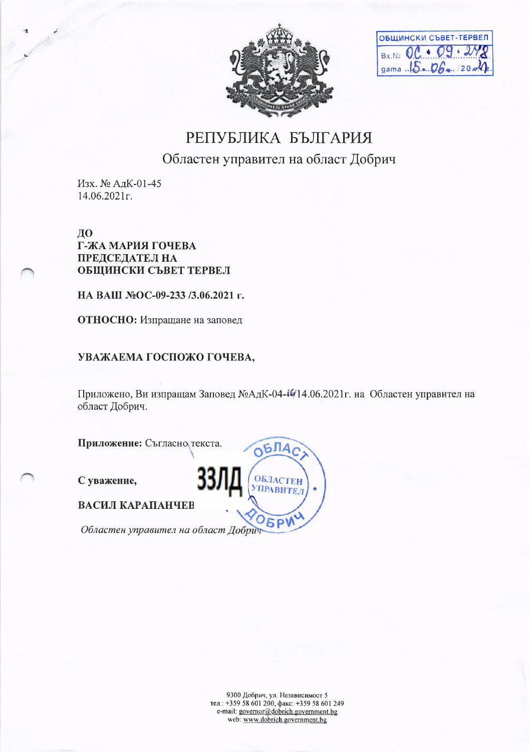ОБЩИНСКИ СЪВЕТ-ТЕРВЕЛ
Вх.№ ОС-09-248
дата 15.06.2021г.

# РЕПУБЛИКА БЪЛГАРИЯ

## Областен управител на област Добрич

Изх. № АдК-01-45
14.06.2021г.

**ДО**
**Г-ЖА МАРИЯ ГОЧЕВА**
**ПРЕДСЕДАТЕЛ НА**
**ОБЩИНСКИ СЪВЕТ ТЕРВЕЛ**

**НА ВАШ №ОС-09-233 /3.06.2021 г.**

**ОТНОСНО:** Изпращане на заповед

**УВАЖАЕМА ГОСПОЖО ГОЧЕВА,**

Приложено, Ви изпращам Заповед №АдК-04-16/14.06.2021г. на Областен управител на област Добрич.

**Приложение:** Съгласно текста.

**С уважение,**

ЗЗЛД

**ВАСИЛ КАРАПАНЧЕВ**

*Областен управител на област Добрич*

ОБЛАСТ ДОБРИЧ
ОБЛАСТЕН УПРАВИТЕЛ

9300 Добрич, ул. Независимост 5
тел.: +359 58 601 200, факс: +359 58 601 249
e-mail: governor@dobrich.government.bg
web: www.dobrich.government.bg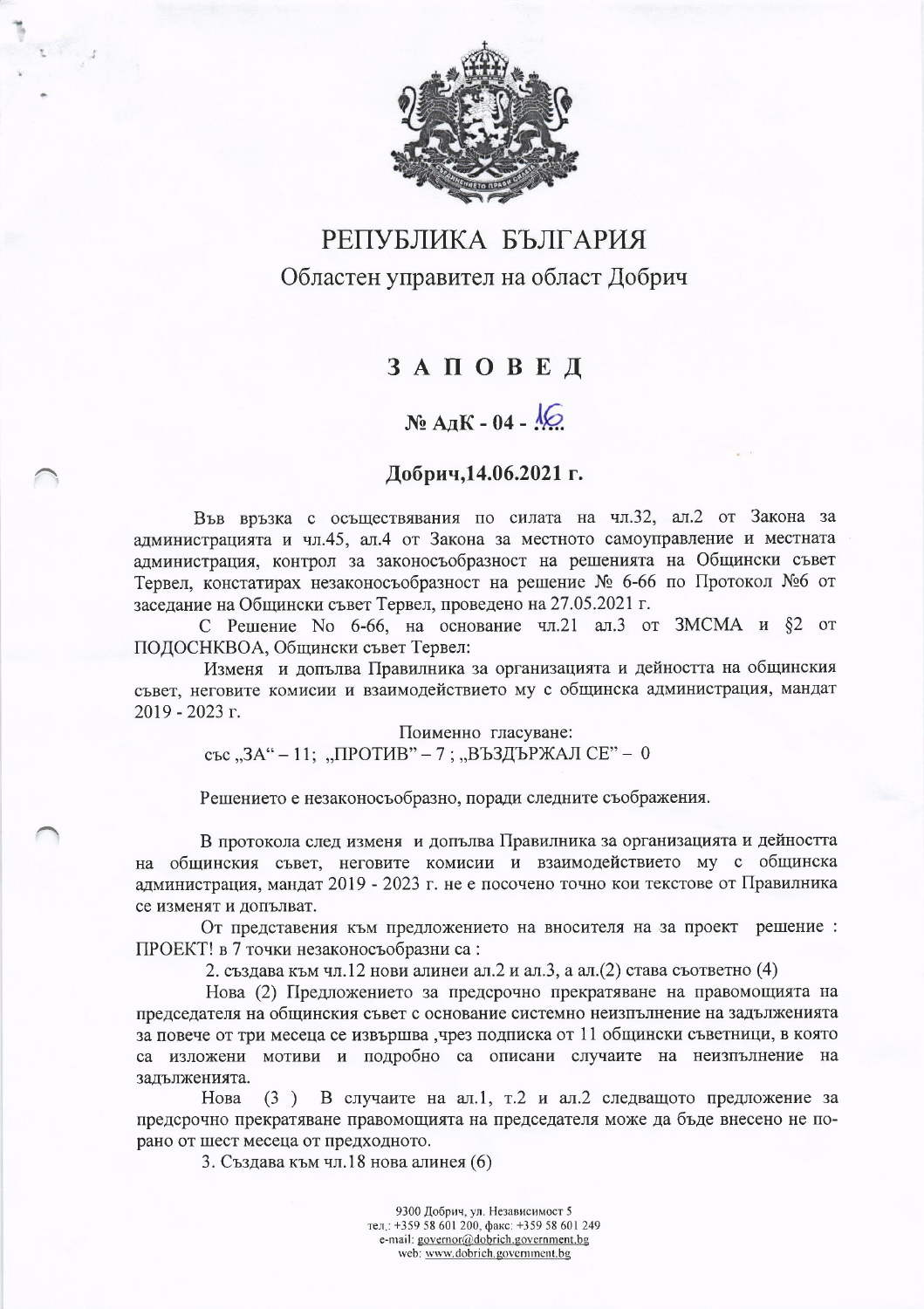# РЕПУБЛИКА БЪЛГАРИЯ

Областен управител на област Добрич

## З А П О В Е Д

### № АдК - 04 - 16

### Добрич,14.06.2021 г.

Във връзка с осъществявания по силата на чл.32, ал.2 от Закона за администрацията и чл.45, ал.4 от Закона за местното самоуправление и местната администрация, контрол за законосъобразност на решенията на Общински съвет Тервел, констатирах незаконосъобразност на решение № 6-66 по Протокол №6 от заседание на Общински съвет Тервел, проведено на 27.05.2021 г.

С Решение No 6-66, на основание чл.21 ал.3 от ЗМСМА и §2 от ПОДОСНКВОА, Общински съвет Тервел:

Изменя и допълва Правилника за организацията и дейността на общинския съвет, неговите комисии и взаимодействието му с общинска администрация, мандат 2019 - 2023 г.

Поименно гласуване:
със „ЗА" – 11; „ПРОТИВ" – 7 ; „ВЪЗДЪРЖАЛ СЕ" – 0

Решението е незаконосъобразно, поради следните съображения.

В протокола след изменя и допълва Правилника за организацията и дейността на общинския съвет, неговите комисии и взаимодействието му с общинска администрация, мандат 2019 - 2023 г. не е посочено точно кои текстове от Правилника се изменят и допълват.

От представения към предложението на вносителя на за проект решение : ПРОЕКТ! в 7 точки незаконосъобразни са :

2. създава към чл.12 нови алинеи ал.2 и ал.3, а ал.(2) става съответно (4)

Нова (2) Предложението за предсрочно прекратяване на правомощията на председателя на общинския съвет с основание системно неизпълнение на задълженията за повече от три месеца се извършва ,чрез подписка от 11 общински съветници, в която са изложени мотиви и подробно са описани случаите на неизпълнение на задълженията.

Нова (3 ) В случаите на ал.1, т.2 и ал.2 следващото предложение за предсрочно прекратяване правомощията на председателя може да бъде внесено не по-рано от шест месеца от предходното.

3. Създава към чл.18 нова алинея (6)

9300 Добрич, ул. Независимост 5
тел.: +359 58 601 200, факс: +359 58 601 249
e-mail: governor@dobrich.government.bg
web: www.dobrich.government.bg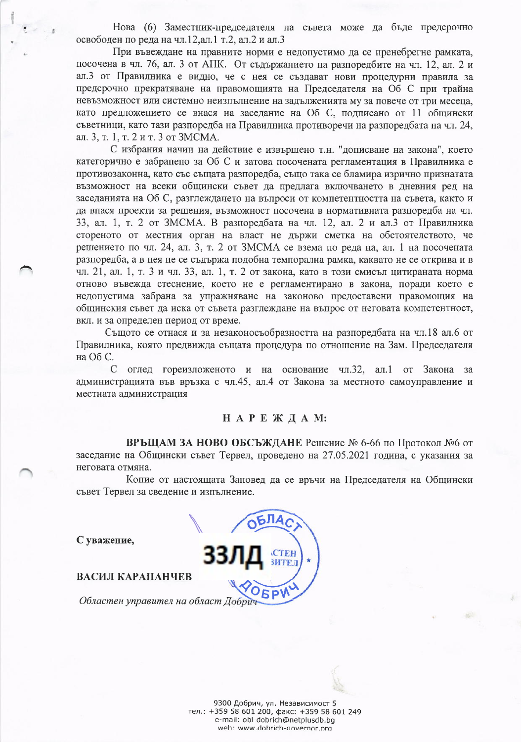Нова (6) Заместник-председателя на съвета може да бъде предсрочно освободен по реда на чл.12,ал.1 т.2, ал.2 и ал.3

При въвеждане на правните норми е недопустимо да се пренебрегне рамката, посочена в чл. 76, ал. 3 от АПК. От съдържанието на разпоредбите на чл. 12, ал. 2 и ал.3 от Правилника е видно, че с нея се създават нови процедурни правила за предсрочно прекратяване на правомощията на Председателя на Об С при трайна невъзможност или системно неизпълнение на задълженията му за повече от три месеца, като предложението се внася на заседание на Об С, подписано от 11 общински съветници, като тази разпоредба на Правилника противоречи на разпоредбата на чл. 24, ал. 3, т. 1, т. 2 и т. 3 от ЗМСМА.

С избрания начин на действие е извършено т.н. "дописване на закона", което категорично е забранено за Об С и затова посочената регламентация в Правилника е противозаконна, като със същата разпоредба, също така се бламира изрично признатата възможност на всеки общински съвет да предлага включването в дневния ред на заседанията на Об С, разглеждането на въпроси от компетентността на съвета, както и да внася проекти за решения, възможност посочена в нормативната разпоредба на чл. 33, ал. 1, т. 2 от ЗМСМА. В разпоредбата на чл. 12, ал. 2 и ал.3 от Правилника стореното от местния орган на власт не държи сметка на обстоятелството, че решението по чл. 24, ал. 3, т. 2 от ЗМСМА се взема по реда на, ал. 1 на посочената разпоредба, а в нея не се съдържа подобна темпорална рамка, каквато не се открива и в чл. 21, ал. 1, т. 3 и чл. 33, ал. 1, т. 2 от закона, като в този смисъл цитираната норма отново въвежда стеснение, което не е регламентирано в закона, поради което е недопустима забрана за упражняване на законово предоставени правомощия на общинския съвет да иска от съвета разглеждане на въпрос от неговата компетентност, вкл. и за определен период от време.

Същото се отнася и за незаконосъобразността на разпоредбата на чл.18 ал.6 от Правилника, която предвижда същата процедура по отношение на Зам. Председателя на Об С.

С оглед гореизложеното и на основание чл.32, ал.1 от Закона за администрацията във връзка с чл.45, ал.4 от Закона за местното самоуправление и местната администрация

**Н А Р Е Ж Д А М:**

**ВРЪЩАМ ЗА НОВО ОБСЪЖДАНЕ** Решение № 6-66 по Протокол №6 от заседание на Общински съвет Тервел, проведено на 27.05.2021 година, с указания за неговата отмяна.

Копие от настоящата Заповед да се връчи на Председателя на Общински съвет Тервел за сведение и изпълнение.

**С уважение,**

ЗЗЛД

**ВАСИЛ КАРАПАНЧЕВ**

*Областен управител на област Добрич*

9300 Добрич, ул. Независимост 5
тел.: +359 58 601 200, факс: +359 58 601 249
e-mail: obl-dobrich@netplusdb.bg
web: www.dobrich-governor.org